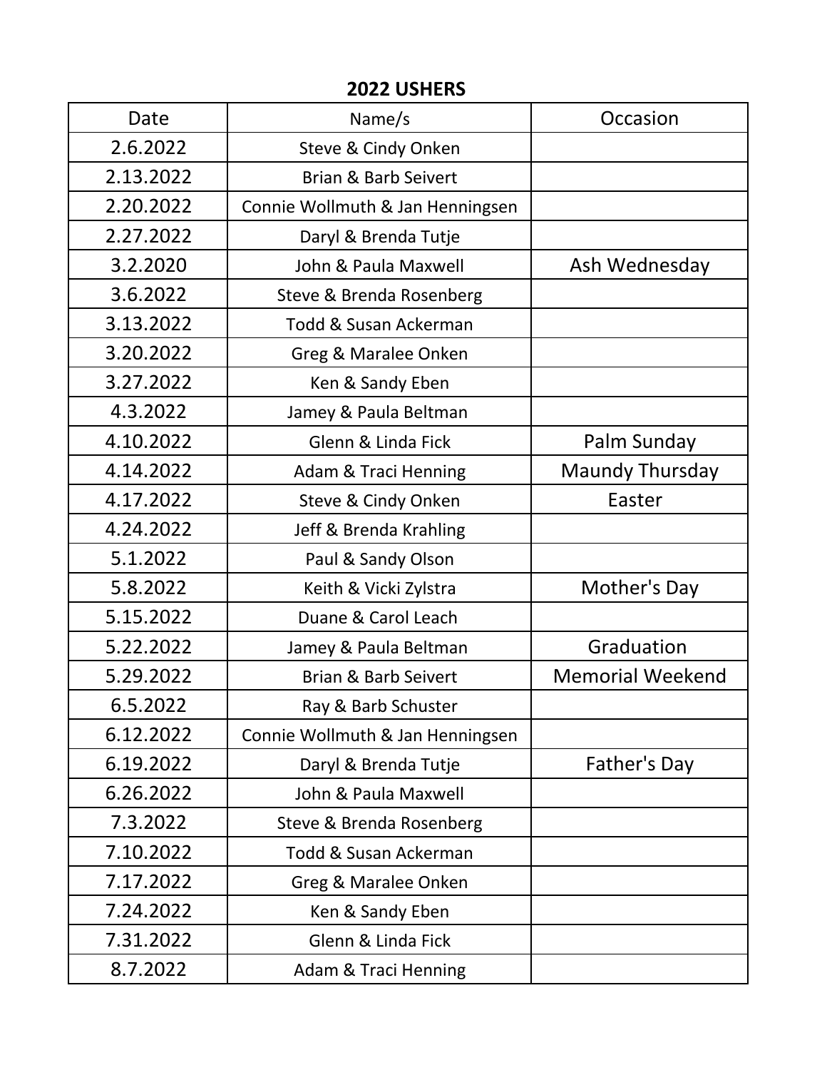## 2022 USHERS

| Date | Name/s | Occasion |
|---|---|---|
| 2.6.2022 | Steve & Cindy Onken | |
| 2.13.2022 | Brian & Barb Seivert | |
| 2.20.2022 | Connie Wollmuth & Jan Henningsen | |
| 2.27.2022 | Daryl & Brenda Tutje | |
| 3.2.2020 | John & Paula Maxwell | Ash Wednesday |
| 3.6.2022 | Steve & Brenda Rosenberg | |
| 3.13.2022 | Todd & Susan Ackerman | |
| 3.20.2022 | Greg & Maralee Onken | |
| 3.27.2022 | Ken & Sandy Eben | |
| 4.3.2022 | Jamey & Paula Beltman | |
| 4.10.2022 | Glenn & Linda Fick | Palm Sunday |
| 4.14.2022 | Adam & Traci Henning | Maundy Thursday |
| 4.17.2022 | Steve & Cindy Onken | Easter |
| 4.24.2022 | Jeff & Brenda Krahling | |
| 5.1.2022 | Paul & Sandy Olson | |
| 5.8.2022 | Keith & Vicki Zylstra | Mother's Day |
| 5.15.2022 | Duane & Carol Leach | |
| 5.22.2022 | Jamey & Paula Beltman | Graduation |
| 5.29.2022 | Brian & Barb Seivert | Memorial Weekend |
| 6.5.2022 | Ray & Barb Schuster | |
| 6.12.2022 | Connie Wollmuth & Jan Henningsen | |
| 6.19.2022 | Daryl & Brenda Tutje | Father's Day |
| 6.26.2022 | John & Paula Maxwell | |
| 7.3.2022 | Steve & Brenda Rosenberg | |
| 7.10.2022 | Todd & Susan Ackerman | |
| 7.17.2022 | Greg & Maralee Onken | |
| 7.24.2022 | Ken & Sandy Eben | |
| 7.31.2022 | Glenn & Linda Fick | |
| 8.7.2022 | Adam & Traci Henning | |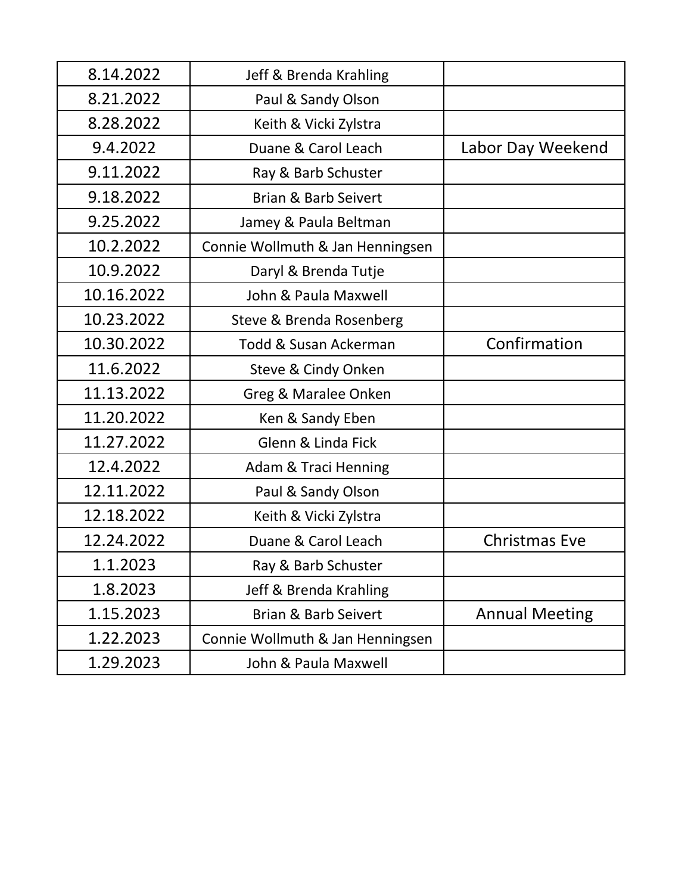| | | |
|---|---|---|
| 8.14.2022 | Jeff & Brenda Krahling | |
| 8.21.2022 | Paul & Sandy Olson | |
| 8.28.2022 | Keith & Vicki Zylstra | |
| 9.4.2022 | Duane & Carol Leach | Labor Day Weekend |
| 9.11.2022 | Ray & Barb Schuster | |
| 9.18.2022 | Brian & Barb Seivert | |
| 9.25.2022 | Jamey & Paula Beltman | |
| 10.2.2022 | Connie Wollmuth & Jan Henningsen | |
| 10.9.2022 | Daryl & Brenda Tutje | |
| 10.16.2022 | John & Paula Maxwell | |
| 10.23.2022 | Steve & Brenda Rosenberg | |
| 10.30.2022 | Todd & Susan Ackerman | Confirmation |
| 11.6.2022 | Steve & Cindy Onken | |
| 11.13.2022 | Greg & Maralee Onken | |
| 11.20.2022 | Ken & Sandy Eben | |
| 11.27.2022 | Glenn & Linda Fick | |
| 12.4.2022 | Adam & Traci Henning | |
| 12.11.2022 | Paul & Sandy Olson | |
| 12.18.2022 | Keith & Vicki Zylstra | |
| 12.24.2022 | Duane & Carol Leach | Christmas Eve |
| 1.1.2023 | Ray & Barb Schuster | |
| 1.8.2023 | Jeff & Brenda Krahling | |
| 1.15.2023 | Brian & Barb Seivert | Annual Meeting |
| 1.22.2023 | Connie Wollmuth & Jan Henningsen | |
| 1.29.2023 | John & Paula Maxwell | |